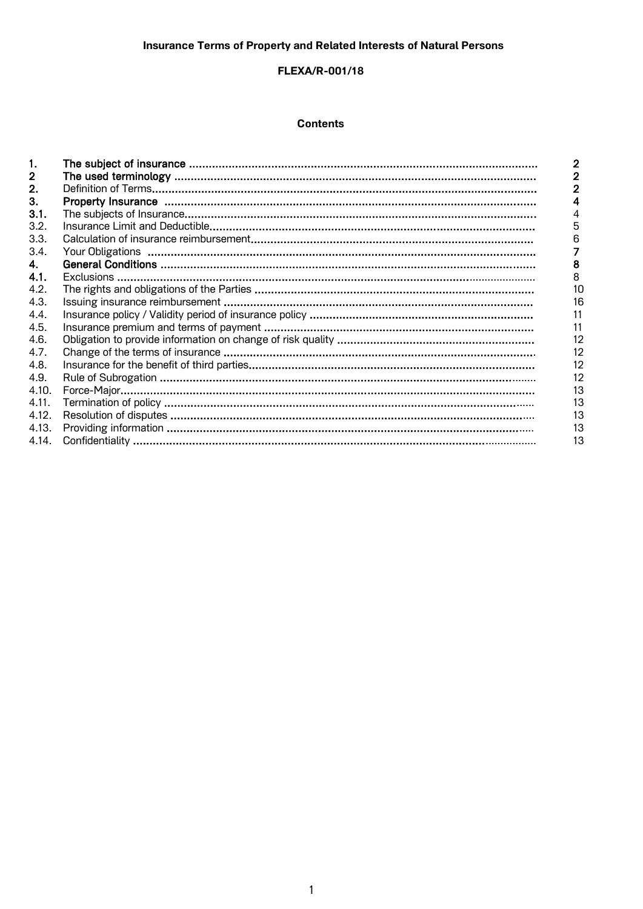**Insurance Terms of Property and Related Interests of Natural Persons**

**FLEXA/R-001/18**

## Contents

| | | |
|---|---|---|
| **1.** | **The subject of insurance** | **2** |
| **2** | **The used terminology** | **2** |
| **2.** | Definition of Terms | **2** |
| **3.** | **Property Insurance** | **4** |
| **3.1.** | The subjects of Insurance | 4 |
| 3.2. | Insurance Limit and Deductible | 5 |
| 3.3. | Calculation of insurance reimbursement | 6 |
| 3.4. | Your Obligations | **7** |
| **4.** | **General Conditions** | **8** |
| **4.1.** | Exclusions | 8 |
| 4.2. | The rights and obligations of the Parties | 10 |
| 4.3. | Issuing insurance reimbursement | 16 |
| 4.4. | Insurance policy / Validity period of insurance policy | 11 |
| 4.5. | Insurance premium and terms of payment | 11 |
| 4.6. | Obligation to provide information on change of risk quality | 12 |
| 4.7. | Change of the terms of insurance | 12 |
| 4.8. | Insurance for the benefit of third parties | 12 |
| 4.9. | Rule of Subrogation | 12 |
| 4.10. | Force-Major | 13 |
| 4.11. | Termination of policy | 13 |
| 4.12. | Resolution of disputes | 13 |
| 4.13. | Providing information | 13 |
| 4.14. | Confidentiality | 13 |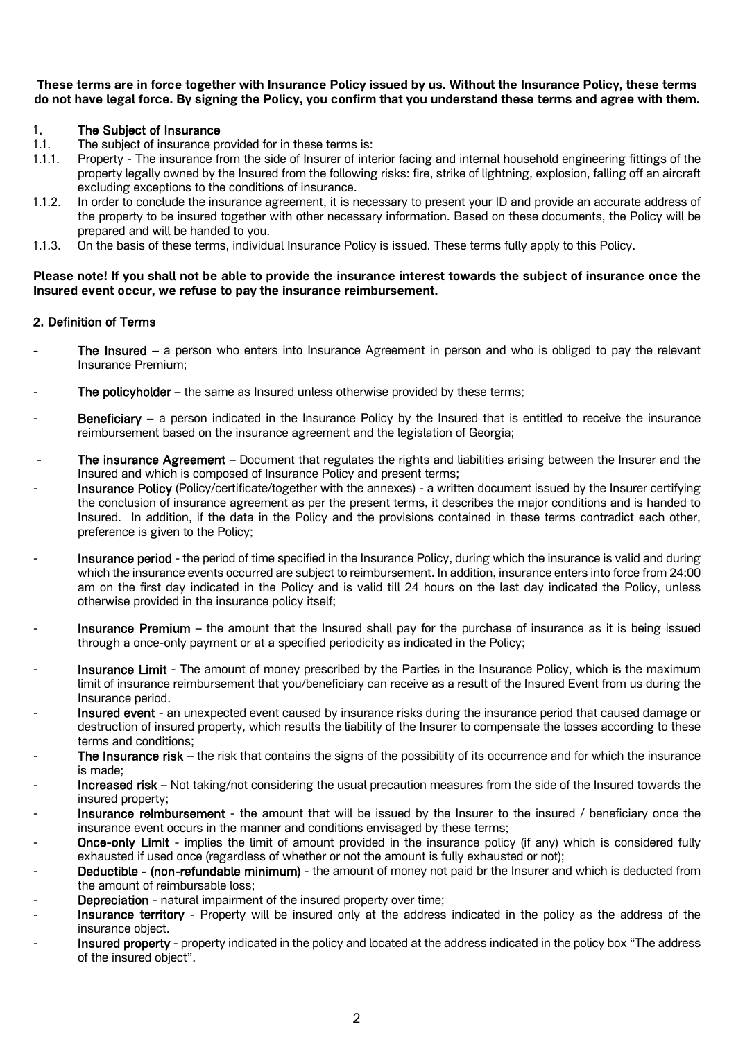**These terms are in force together with Insurance Policy issued by us. Without the Insurance Policy, these terms do not have legal force. By signing the Policy, you confirm that you understand these terms and agree with them.**

## 1. The Subject of Insurance

1.1. The subject of insurance provided for in these terms is:

1.1.1. Property - The insurance from the side of Insurer of interior facing and internal household engineering fittings of the property legally owned by the Insured from the following risks: fire, strike of lightning, explosion, falling off an aircraft excluding exceptions to the conditions of insurance.

1.1.2. In order to conclude the insurance agreement, it is necessary to present your ID and provide an accurate address of the property to be insured together with other necessary information. Based on these documents, the Policy will be prepared and will be handed to you.

1.1.3. On the basis of these terms, individual Insurance Policy is issued. These terms fully apply to this Policy.

**Please note! If you shall not be able to provide the insurance interest towards the subject of insurance once the Insured event occur, we refuse to pay the insurance reimbursement.**

## 2. Definition of Terms

- **The Insured –** a person who enters into Insurance Agreement in person and who is obliged to pay the relevant Insurance Premium;
- **The policyholder** – the same as Insured unless otherwise provided by these terms;
- **Beneficiary –** a person indicated in the Insurance Policy by the Insured that is entitled to receive the insurance reimbursement based on the insurance agreement and the legislation of Georgia;
- **The insurance Agreement** – Document that regulates the rights and liabilities arising between the Insurer and the Insured and which is composed of Insurance Policy and present terms;
- **Insurance Policy** (Policy/certificate/together with the annexes) - a written document issued by the Insurer certifying the conclusion of insurance agreement as per the present terms, it describes the major conditions and is handed to Insured. In addition, if the data in the Policy and the provisions contained in these terms contradict each other, preference is given to the Policy;
- **Insurance period** - the period of time specified in the Insurance Policy, during which the insurance is valid and during which the insurance events occurred are subject to reimbursement. In addition, insurance enters into force from 24:00 am on the first day indicated in the Policy and is valid till 24 hours on the last day indicated the Policy, unless otherwise provided in the insurance policy itself;
- **Insurance Premium** – the amount that the Insured shall pay for the purchase of insurance as it is being issued through a once-only payment or at a specified periodicity as indicated in the Policy;
- **Insurance Limit** - The amount of money prescribed by the Parties in the Insurance Policy, which is the maximum limit of insurance reimbursement that you/beneficiary can receive as a result of the Insured Event from us during the Insurance period.
- **Insured event** - an unexpected event caused by insurance risks during the insurance period that caused damage or destruction of insured property, which results the liability of the Insurer to compensate the losses according to these terms and conditions;
- **The Insurance risk** – the risk that contains the signs of the possibility of its occurrence and for which the insurance is made;
- **Increased risk** – Not taking/not considering the usual precaution measures from the side of the Insured towards the insured property;
- **Insurance reimbursement** - the amount that will be issued by the Insurer to the insured / beneficiary once the insurance event occurs in the manner and conditions envisaged by these terms;
- **Once-only Limit** - implies the limit of amount provided in the insurance policy (if any) which is considered fully exhausted if used once (regardless of whether or not the amount is fully exhausted or not);
- **Deductible - (non-refundable minimum)** - the amount of money not paid br the Insurer and which is deducted from the amount of reimbursable loss;
- **Depreciation** - natural impairment of the insured property over time;
- **Insurance territory** - Property will be insured only at the address indicated in the policy as the address of the insurance object.
- **Insured property** - property indicated in the policy and located at the address indicated in the policy box "The address of the insured object".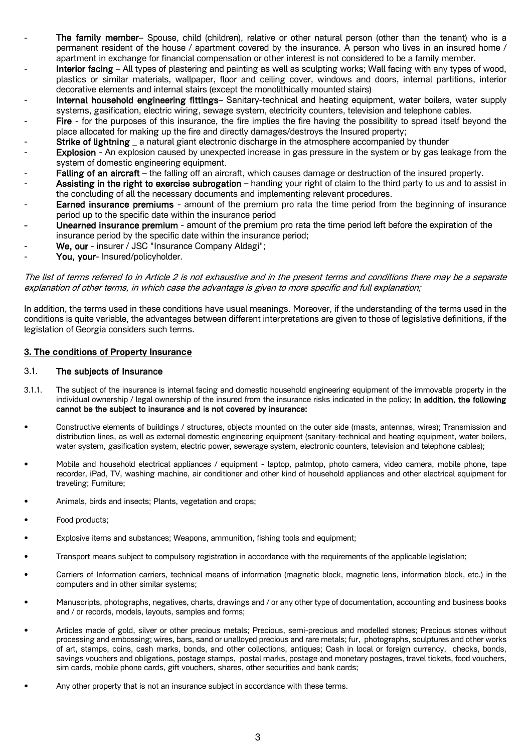- **The family member**– Spouse, child (children), relative or other natural person (other than the tenant) who is a permanent resident of the house / apartment covered by the insurance. A person who lives in an insured home / apartment in exchange for financial compensation or other interest is not considered to be a family member.
- **Interior facing** – All types of plastering and painting as well as sculpting works; Wall facing with any types of wood, plastics or similar materials, wallpaper, floor and ceiling cover, windows and doors, internal partitions, interior decorative elements and internal stairs (except the monolithically mounted stairs)
- **Internal household engineering fittings**– Sanitary-technical and heating equipment, water boilers, water supply systems, gasification, electric wiring, sewage system, electricity counters, television and telephone cables.
- **Fire** - for the purposes of this insurance, the fire implies the fire having the possibility to spread itself beyond the place allocated for making up the fire and directly damages/destroys the Insured property;
- **Strike of lightning** _ a natural giant electronic discharge in the atmosphere accompanied by thunder
- **Explosion** - An explosion caused by unexpected increase in gas pressure in the system or by gas leakage from the system of domestic engineering equipment.
- **Falling of an aircraft** – the falling off an aircraft, which causes damage or destruction of the insured property.
- **Assisting in the right to exercise subrogation** – handing your right of claim to the third party to us and to assist in the concluding of all the necessary documents and implementing relevant procedures.
- **Earned insurance premiums** - amount of the premium pro rata the time period from the beginning of insurance period up to the specific date within the insurance period
- **Unearned insurance premium** - amount of the premium pro rata the time period left before the expiration of the insurance period by the specific date within the insurance period;
- **We, our** - insurer / JSC "Insurance Company Aldagi";
- **You, your**- Insured/policyholder.

*The list of terms referred to in Article 2 is not exhaustive and in the present terms and conditions there may be a separate explanation of other terms, in which case the advantage is given to more specific and full explanation;*

In addition, the terms used in these conditions have usual meanings. Moreover, if the understanding of the terms used in the conditions is quite variable, the advantages between different interpretations are given to those of legislative definitions, if the legislation of Georgia considers such terms.

## 3. The conditions of Property Insurance

### 3.1. The subjects of Insurance

3.1.1. The subject of the insurance is internal facing and domestic household engineering equipment of the immovable property in the individual ownership / legal ownership of the insured from the insurance risks indicated in the policy; **In addition, the following cannot be the subject to insurance and is not covered by insurance:**

- Constructive elements of buildings / structures, objects mounted on the outer side (masts, antennas, wires); Transmission and distribution lines, as well as external domestic engineering equipment (sanitary-technical and heating equipment, water boilers, water system, gasification system, electric power, sewerage system, electronic counters, television and telephone cables);
- Mobile and household electrical appliances / equipment - laptop, palmtop, photo camera, video camera, mobile phone, tape recorder, iPad, TV, washing machine, air conditioner and other kind of household appliances and other electrical equipment for traveling; Furniture;
- Animals, birds and insects; Plants, vegetation and crops;
- Food products;
- Explosive items and substances; Weapons, ammunition, fishing tools and equipment;
- Transport means subject to compulsory registration in accordance with the requirements of the applicable legislation;
- Carriers of Information carriers, technical means of information (magnetic block, magnetic lens, information block, etc.) in the computers and in other similar systems;
- Manuscripts, photographs, negatives, charts, drawings and / or any other type of documentation, accounting and business books and / or records, models, layouts, samples and forms;
- Articles made of gold, silver or other precious metals; Precious, semi-precious and modelled stones; Precious stones without processing and embossing; wires, bars, sand or unalloyed precious and rare metals; fur, photographs, sculptures and other works of art, stamps, coins, cash marks, bonds, and other collections, antiques; Cash in local or foreign currency, checks, bonds, savings vouchers and obligations, postage stamps, postal marks, postage and monetary postages, travel tickets, food vouchers, sim cards, mobile phone cards, gift vouchers, shares, other securities and bank cards;
- Any other property that is not an insurance subject in accordance with these terms.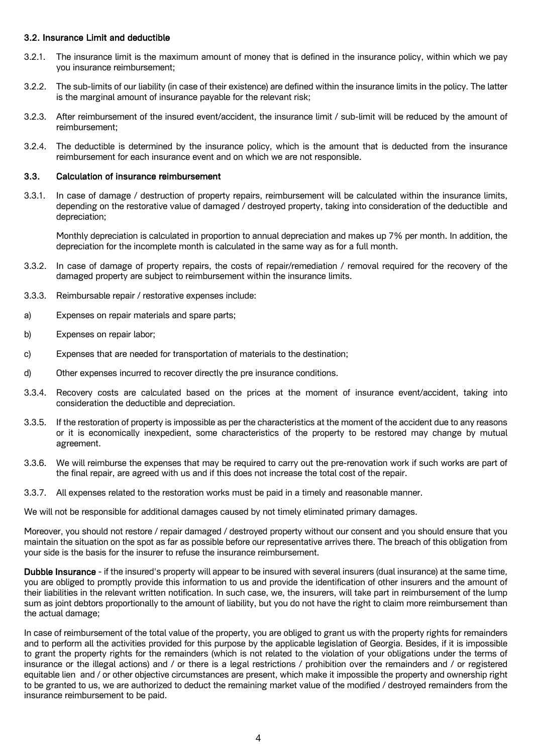### 3.2. Insurance Limit and deductible

3.2.1. The insurance limit is the maximum amount of money that is defined in the insurance policy, within which we pay you insurance reimbursement;

3.2.2. The sub-limits of our liability (in case of their existence) are defined within the insurance limits in the policy. The latter is the marginal amount of insurance payable for the relevant risk;

3.2.3. After reimbursement of the insured event/accident, the insurance limit / sub-limit will be reduced by the amount of reimbursement;

3.2.4. The deductible is determined by the insurance policy, which is the amount that is deducted from the insurance reimbursement for each insurance event and on which we are not responsible.

### 3.3. Calculation of insurance reimbursement

3.3.1. In case of damage / destruction of property repairs, reimbursement will be calculated within the insurance limits, depending on the restorative value of damaged / destroyed property, taking into consideration of the deductible and depreciation;

Monthly depreciation is calculated in proportion to annual depreciation and makes up 7% per month. In addition, the depreciation for the incomplete month is calculated in the same way as for a full month.

3.3.2. In case of damage of property repairs, the costs of repair/remediation / removal required for the recovery of the damaged property are subject to reimbursement within the insurance limits.

3.3.3. Reimbursable repair / restorative expenses include:

a) Expenses on repair materials and spare parts;

b) Expenses on repair labor;

c) Expenses that are needed for transportation of materials to the destination;

d) Other expenses incurred to recover directly the pre insurance conditions.

3.3.4. Recovery costs are calculated based on the prices at the moment of insurance event/accident, taking into consideration the deductible and depreciation.

3.3.5. If the restoration of property is impossible as per the characteristics at the moment of the accident due to any reasons or it is economically inexpedient, some characteristics of the property to be restored may change by mutual agreement.

3.3.6. We will reimburse the expenses that may be required to carry out the pre-renovation work if such works are part of the final repair, are agreed with us and if this does not increase the total cost of the repair.

3.3.7. All expenses related to the restoration works must be paid in a timely and reasonable manner.

We will not be responsible for additional damages caused by not timely eliminated primary damages.

Moreover, you should not restore / repair damaged / destroyed property without our consent and you should ensure that you maintain the situation on the spot as far as possible before our representative arrives there. The breach of this obligation from your side is the basis for the insurer to refuse the insurance reimbursement.

**Dubble Insurance** - if the insured's property will appear to be insured with several insurers (dual insurance) at the same time, you are obliged to promptly provide this information to us and provide the identification of other insurers and the amount of their liabilities in the relevant written notification. In such case, we, the insurers, will take part in reimbursement of the lump sum as joint debtors proportionally to the amount of liability, but you do not have the right to claim more reimbursement than the actual damage;

In case of reimbursement of the total value of the property, you are obliged to grant us with the property rights for remainders and to perform all the activities provided for this purpose by the applicable legislation of Georgia. Besides, if it is impossible to grant the property rights for the remainders (which is not related to the violation of your obligations under the terms of insurance or the illegal actions) and / or there is a legal restrictions / prohibition over the remainders and / or registered equitable lien and / or other objective circumstances are present, which make it impossible the property and ownership right to be granted to us, we are authorized to deduct the remaining market value of the modified / destroyed remainders from the insurance reimbursement to be paid.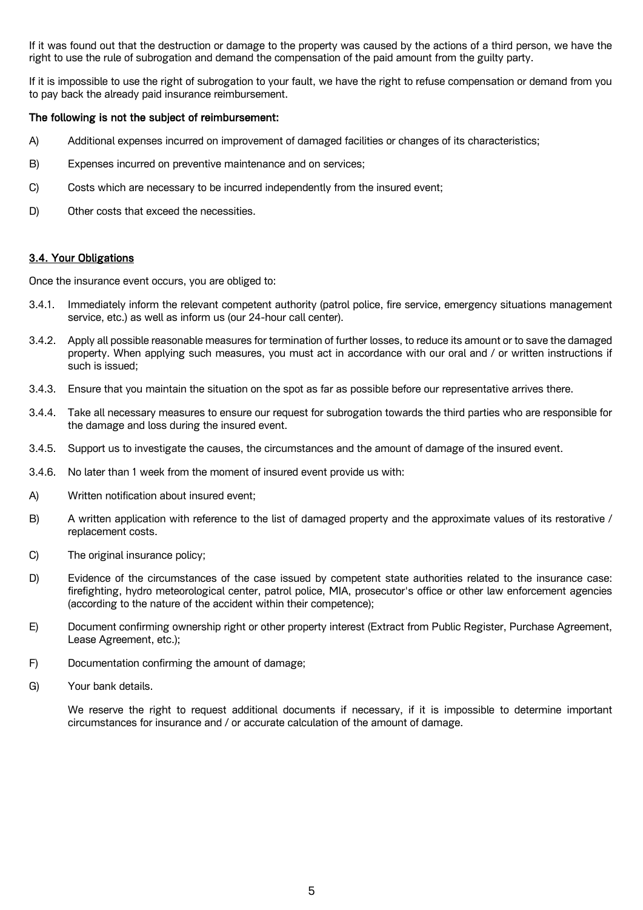If it was found out that the destruction or damage to the property was caused by the actions of a third person, we have the right to use the rule of subrogation and demand the compensation of the paid amount from the guilty party.

If it is impossible to use the right of subrogation to your fault, we have the right to refuse compensation or demand from you to pay back the already paid insurance reimbursement.

**The following is not the subject of reimbursement:**

A) Additional expenses incurred on improvement of damaged facilities or changes of its characteristics;

B) Expenses incurred on preventive maintenance and on services;

C) Costs which are necessary to be incurred independently from the insured event;

D) Other costs that exceed the necessities.

### 3.4. Your Obligations

Once the insurance event occurs, you are obliged to:

3.4.1. Immediately inform the relevant competent authority (patrol police, fire service, emergency situations management service, etc.) as well as inform us (our 24-hour call center).

3.4.2. Apply all possible reasonable measures for termination of further losses, to reduce its amount or to save the damaged property. When applying such measures, you must act in accordance with our oral and / or written instructions if such is issued;

3.4.3. Ensure that you maintain the situation on the spot as far as possible before our representative arrives there.

3.4.4. Take all necessary measures to ensure our request for subrogation towards the third parties who are responsible for the damage and loss during the insured event.

3.4.5. Support us to investigate the causes, the circumstances and the amount of damage of the insured event.

3.4.6. No later than 1 week from the moment of insured event provide us with:

A) Written notification about insured event;

B) A written application with reference to the list of damaged property and the approximate values of its restorative / replacement costs.

C) The original insurance policy;

D) Evidence of the circumstances of the case issued by competent state authorities related to the insurance case: firefighting, hydro meteorological center, patrol police, MIA, prosecutor's office or other law enforcement agencies (according to the nature of the accident within their competence);

E) Document confirming ownership right or other property interest (Extract from Public Register, Purchase Agreement, Lease Agreement, etc.);

F) Documentation confirming the amount of damage;

G) Your bank details.

We reserve the right to request additional documents if necessary, if it is impossible to determine important circumstances for insurance and / or accurate calculation of the amount of damage.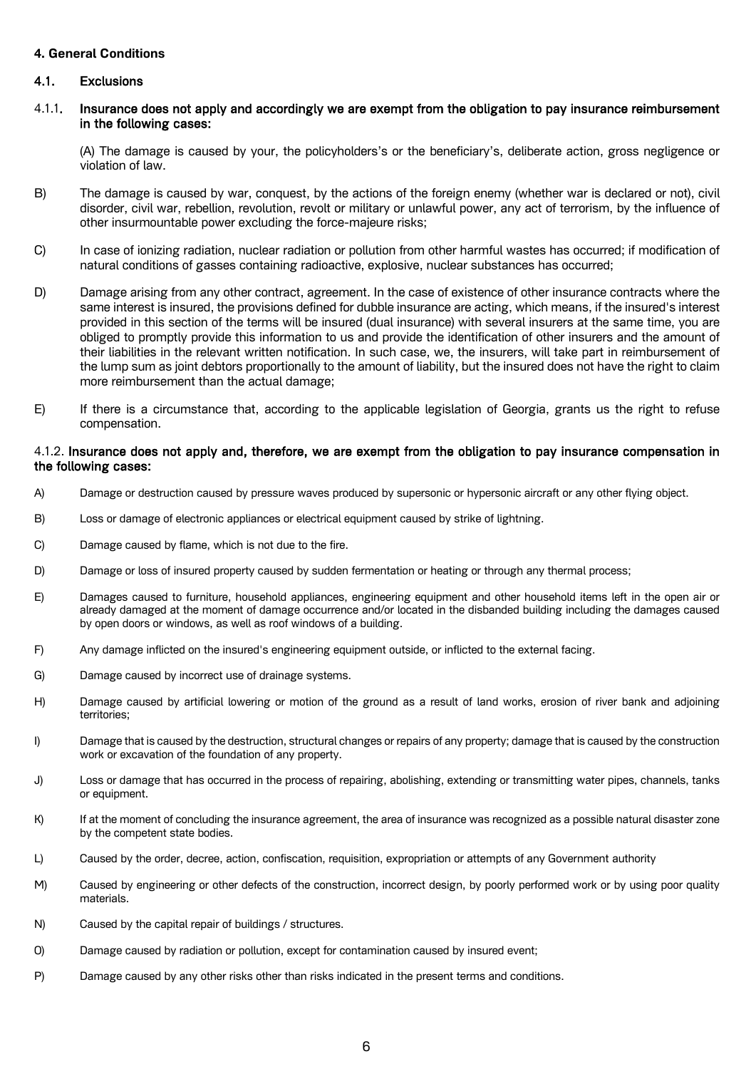### 4. General Conditions

#### 4.1. Exclusions

4.1.1. **Insurance does not apply and accordingly we are exempt from the obligation to pay insurance reimbursement in the following cases:**

(A) The damage is caused by your, the policyholders's or the beneficiary's, deliberate action, gross negligence or violation of law.

B) The damage is caused by war, conquest, by the actions of the foreign enemy (whether war is declared or not), civil disorder, civil war, rebellion, revolution, revolt or military or unlawful power, any act of terrorism, by the influence of other insurmountable power excluding the force-majeure risks;

C) In case of ionizing radiation, nuclear radiation or pollution from other harmful wastes has occurred; if modification of natural conditions of gasses containing radioactive, explosive, nuclear substances has occurred;

D) Damage arising from any other contract, agreement. In the case of existence of other insurance contracts where the same interest is insured, the provisions defined for dubble insurance are acting, which means, if the insured's interest provided in this section of the terms will be insured (dual insurance) with several insurers at the same time, you are obliged to promptly provide this information to us and provide the identification of other insurers and the amount of their liabilities in the relevant written notification. In such case, we, the insurers, will take part in reimbursement of the lump sum as joint debtors proportionally to the amount of liability, but the insured does not have the right to claim more reimbursement than the actual damage;

E) If there is a circumstance that, according to the applicable legislation of Georgia, grants us the right to refuse compensation.

4.1.2. **Insurance does not apply and, therefore, we are exempt from the obligation to pay insurance compensation in the following cases:**

A) Damage or destruction caused by pressure waves produced by supersonic or hypersonic aircraft or any other flying object.

B) Loss or damage of electronic appliances or electrical equipment caused by strike of lightning.

C) Damage caused by flame, which is not due to the fire.

D) Damage or loss of insured property caused by sudden fermentation or heating or through any thermal process;

E) Damages caused to furniture, household appliances, engineering equipment and other household items left in the open air or already damaged at the moment of damage occurrence and/or located in the disbanded building including the damages caused by open doors or windows, as well as roof windows of a building.

F) Any damage inflicted on the insured's engineering equipment outside, or inflicted to the external facing.

G) Damage caused by incorrect use of drainage systems.

H) Damage caused by artificial lowering or motion of the ground as a result of land works, erosion of river bank and adjoining territories;

I) Damage that is caused by the destruction, structural changes or repairs of any property; damage that is caused by the construction work or excavation of the foundation of any property.

J) Loss or damage that has occurred in the process of repairing, abolishing, extending or transmitting water pipes, channels, tanks or equipment.

K) If at the moment of concluding the insurance agreement, the area of insurance was recognized as a possible natural disaster zone by the competent state bodies.

L) Caused by the order, decree, action, confiscation, requisition, expropriation or attempts of any Government authority

M) Caused by engineering or other defects of the construction, incorrect design, by poorly performed work or by using poor quality materials.

N) Caused by the capital repair of buildings / structures.

O) Damage caused by radiation or pollution, except for contamination caused by insured event;

P) Damage caused by any other risks other than risks indicated in the present terms and conditions.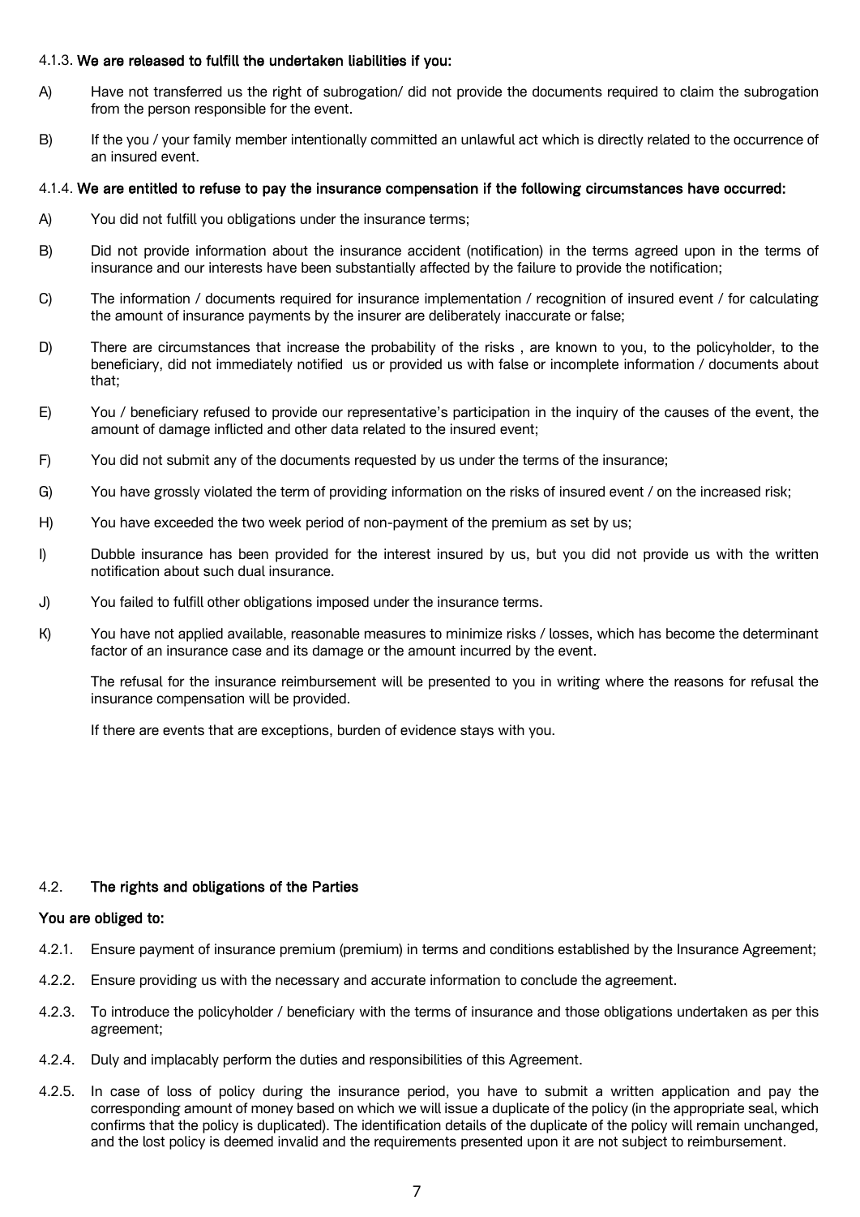4.1.3. **We are released to fulfill the undertaken liabilities if you:**

A) Have not transferred us the right of subrogation/ did not provide the documents required to claim the subrogation from the person responsible for the event.

B) If the you / your family member intentionally committed an unlawful act which is directly related to the occurrence of an insured event.

4.1.4. **We are entitled to refuse to pay the insurance compensation if the following circumstances have occurred:**

A) You did not fulfill you obligations under the insurance terms;

B) Did not provide information about the insurance accident (notification) in the terms agreed upon in the terms of insurance and our interests have been substantially affected by the failure to provide the notification;

C) The information / documents required for insurance implementation / recognition of insured event / for calculating the amount of insurance payments by the insurer are deliberately inaccurate or false;

D) There are circumstances that increase the probability of the risks , are known to you, to the policyholder, to the beneficiary, did not immediately notified us or provided us with false or incomplete information / documents about that;

E) You / beneficiary refused to provide our representative's participation in the inquiry of the causes of the event, the amount of damage inflicted and other data related to the insured event;

F) You did not submit any of the documents requested by us under the terms of the insurance;

G) You have grossly violated the term of providing information on the risks of insured event / on the increased risk;

H) You have exceeded the two week period of non-payment of the premium as set by us;

I) Dubble insurance has been provided for the interest insured by us, but you did not provide us with the written notification about such dual insurance.

J) You failed to fulfill other obligations imposed under the insurance terms.

K) You have not applied available, reasonable measures to minimize risks / losses, which has become the determinant factor of an insurance case and its damage or the amount incurred by the event.

The refusal for the insurance reimbursement will be presented to you in writing where the reasons for refusal the insurance compensation will be provided.

If there are events that are exceptions, burden of evidence stays with you.

4.2. **The rights and obligations of the Parties**

**You are obliged to:**

4.2.1. Ensure payment of insurance premium (premium) in terms and conditions established by the Insurance Agreement;

4.2.2. Ensure providing us with the necessary and accurate information to conclude the agreement.

4.2.3. To introduce the policyholder / beneficiary with the terms of insurance and those obligations undertaken as per this agreement;

4.2.4. Duly and implacably perform the duties and responsibilities of this Agreement.

4.2.5. In case of loss of policy during the insurance period, you have to submit a written application and pay the corresponding amount of money based on which we will issue a duplicate of the policy (in the appropriate seal, which confirms that the policy is duplicated). The identification details of the duplicate of the policy will remain unchanged, and the lost policy is deemed invalid and the requirements presented upon it are not subject to reimbursement.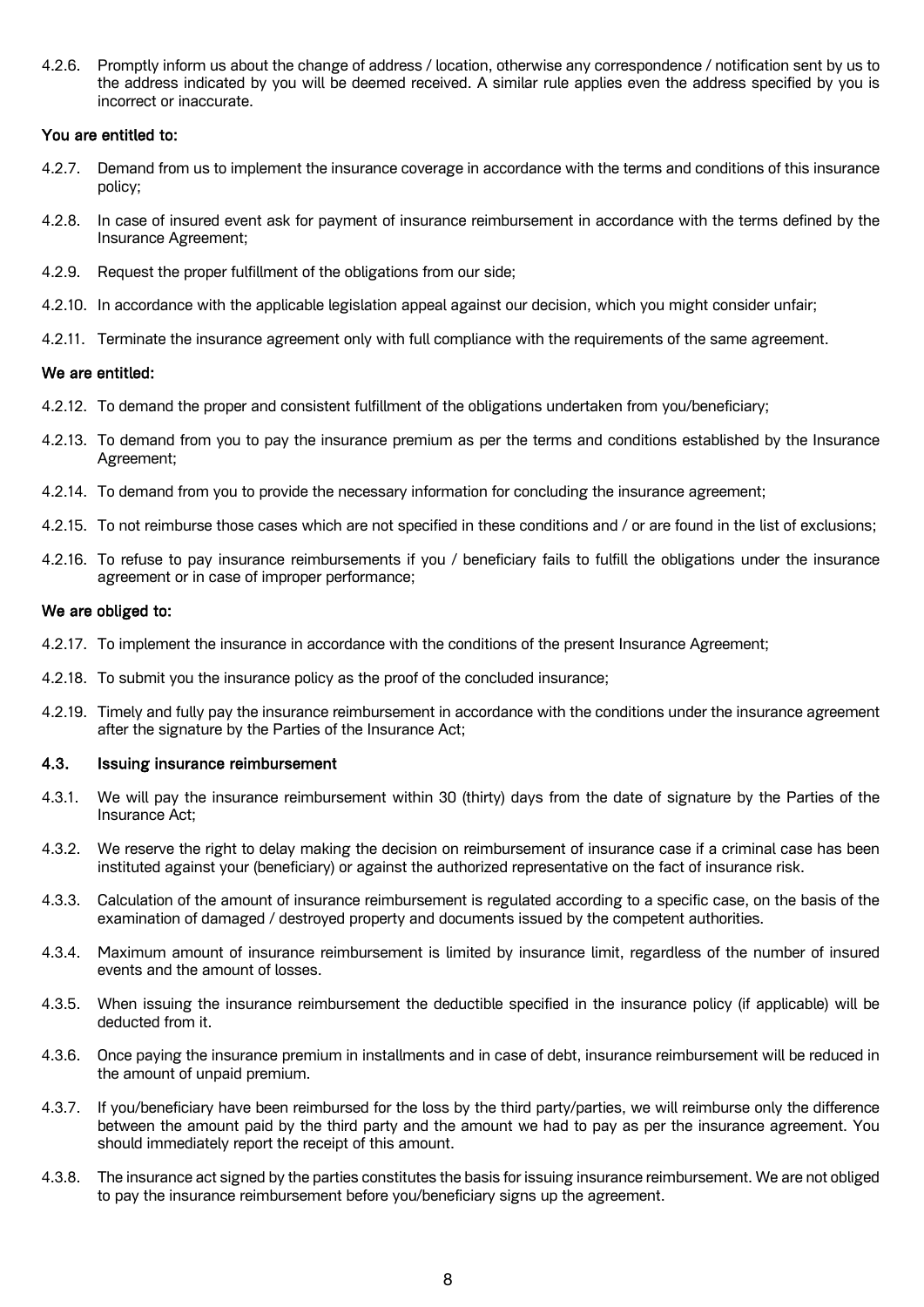4.2.6. Promptly inform us about the change of address / location, otherwise any correspondence / notification sent by us to the address indicated by you will be deemed received. A similar rule applies even the address specified by you is incorrect or inaccurate.

**You are entitled to:**

4.2.7. Demand from us to implement the insurance coverage in accordance with the terms and conditions of this insurance policy;

4.2.8. In case of insured event ask for payment of insurance reimbursement in accordance with the terms defined by the Insurance Agreement;

4.2.9. Request the proper fulfillment of the obligations from our side;

4.2.10. In accordance with the applicable legislation appeal against our decision, which you might consider unfair;

4.2.11. Terminate the insurance agreement only with full compliance with the requirements of the same agreement.

**We are entitled:**

4.2.12. To demand the proper and consistent fulfillment of the obligations undertaken from you/beneficiary;

4.2.13. To demand from you to pay the insurance premium as per the terms and conditions established by the Insurance Agreement;

4.2.14. To demand from you to provide the necessary information for concluding the insurance agreement;

4.2.15. To not reimburse those cases which are not specified in these conditions and / or are found in the list of exclusions;

4.2.16. To refuse to pay insurance reimbursements if you / beneficiary fails to fulfill the obligations under the insurance agreement or in case of improper performance;

**We are obliged to:**

4.2.17. To implement the insurance in accordance with the conditions of the present Insurance Agreement;

4.2.18. To submit you the insurance policy as the proof of the concluded insurance;

4.2.19. Timely and fully pay the insurance reimbursement in accordance with the conditions under the insurance agreement after the signature by the Parties of the Insurance Act;

### 4.3. Issuing insurance reimbursement

4.3.1. We will pay the insurance reimbursement within 30 (thirty) days from the date of signature by the Parties of the Insurance Act;

4.3.2. We reserve the right to delay making the decision on reimbursement of insurance case if a criminal case has been instituted against your (beneficiary) or against the authorized representative on the fact of insurance risk.

4.3.3. Calculation of the amount of insurance reimbursement is regulated according to a specific case, on the basis of the examination of damaged / destroyed property and documents issued by the competent authorities.

4.3.4. Maximum amount of insurance reimbursement is limited by insurance limit, regardless of the number of insured events and the amount of losses.

4.3.5. When issuing the insurance reimbursement the deductible specified in the insurance policy (if applicable) will be deducted from it.

4.3.6. Once paying the insurance premium in installments and in case of debt, insurance reimbursement will be reduced in the amount of unpaid premium.

4.3.7. If you/beneficiary have been reimbursed for the loss by the third party/parties, we will reimburse only the difference between the amount paid by the third party and the amount we had to pay as per the insurance agreement. You should immediately report the receipt of this amount.

4.3.8. The insurance act signed by the parties constitutes the basis for issuing insurance reimbursement. We are not obliged to pay the insurance reimbursement before you/beneficiary signs up the agreement.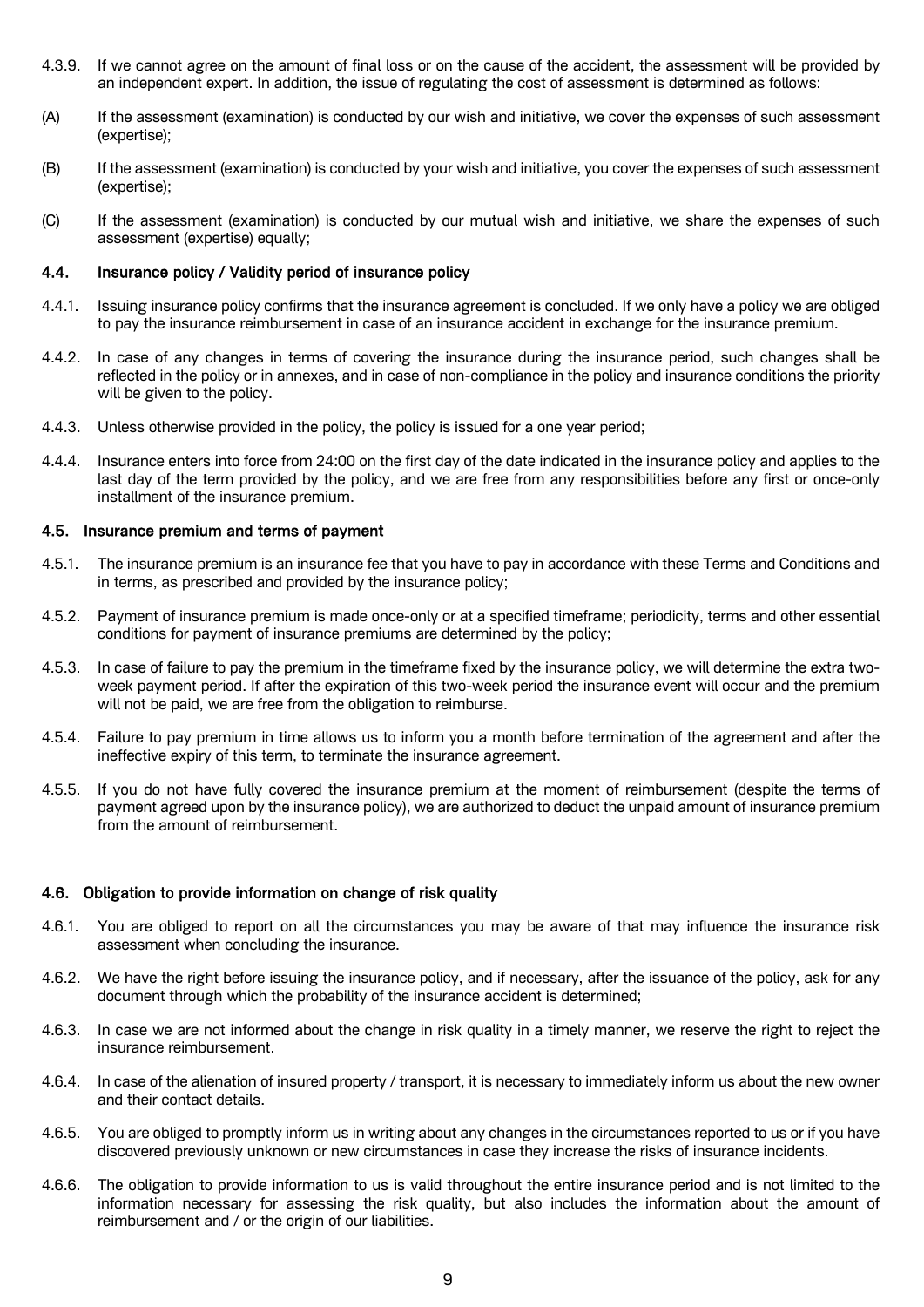4.3.9. If we cannot agree on the amount of final loss or on the cause of the accident, the assessment will be provided by an independent expert. In addition, the issue of regulating the cost of assessment is determined as follows:

(A) If the assessment (examination) is conducted by our wish and initiative, we cover the expenses of such assessment (expertise);

(B) If the assessment (examination) is conducted by your wish and initiative, you cover the expenses of such assessment (expertise);

(C) If the assessment (examination) is conducted by our mutual wish and initiative, we share the expenses of such assessment (expertise) equally;

### 4.4. Insurance policy / Validity period of insurance policy

4.4.1. Issuing insurance policy confirms that the insurance agreement is concluded. If we only have a policy we are obliged to pay the insurance reimbursement in case of an insurance accident in exchange for the insurance premium.

4.4.2. In case of any changes in terms of covering the insurance during the insurance period, such changes shall be reflected in the policy or in annexes, and in case of non-compliance in the policy and insurance conditions the priority will be given to the policy.

4.4.3. Unless otherwise provided in the policy, the policy is issued for a one year period;

4.4.4. Insurance enters into force from 24:00 on the first day of the date indicated in the insurance policy and applies to the last day of the term provided by the policy, and we are free from any responsibilities before any first or once-only installment of the insurance premium.

### 4.5. Insurance premium and terms of payment

4.5.1. The insurance premium is an insurance fee that you have to pay in accordance with these Terms and Conditions and in terms, as prescribed and provided by the insurance policy;

4.5.2. Payment of insurance premium is made once-only or at a specified timeframe; periodicity, terms and other essential conditions for payment of insurance premiums are determined by the policy;

4.5.3. In case of failure to pay the premium in the timeframe fixed by the insurance policy, we will determine the extra two-week payment period. If after the expiration of this two-week period the insurance event will occur and the premium will not be paid, we are free from the obligation to reimburse.

4.5.4. Failure to pay premium in time allows us to inform you a month before termination of the agreement and after the ineffective expiry of this term, to terminate the insurance agreement.

4.5.5. If you do not have fully covered the insurance premium at the moment of reimbursement (despite the terms of payment agreed upon by the insurance policy), we are authorized to deduct the unpaid amount of insurance premium from the amount of reimbursement.

### 4.6. Obligation to provide information on change of risk quality

4.6.1. You are obliged to report on all the circumstances you may be aware of that may influence the insurance risk assessment when concluding the insurance.

4.6.2. We have the right before issuing the insurance policy, and if necessary, after the issuance of the policy, ask for any document through which the probability of the insurance accident is determined;

4.6.3. In case we are not informed about the change in risk quality in a timely manner, we reserve the right to reject the insurance reimbursement.

4.6.4. In case of the alienation of insured property / transport, it is necessary to immediately inform us about the new owner and their contact details.

4.6.5. You are obliged to promptly inform us in writing about any changes in the circumstances reported to us or if you have discovered previously unknown or new circumstances in case they increase the risks of insurance incidents.

4.6.6. The obligation to provide information to us is valid throughout the entire insurance period and is not limited to the information necessary for assessing the risk quality, but also includes the information about the amount of reimbursement and / or the origin of our liabilities.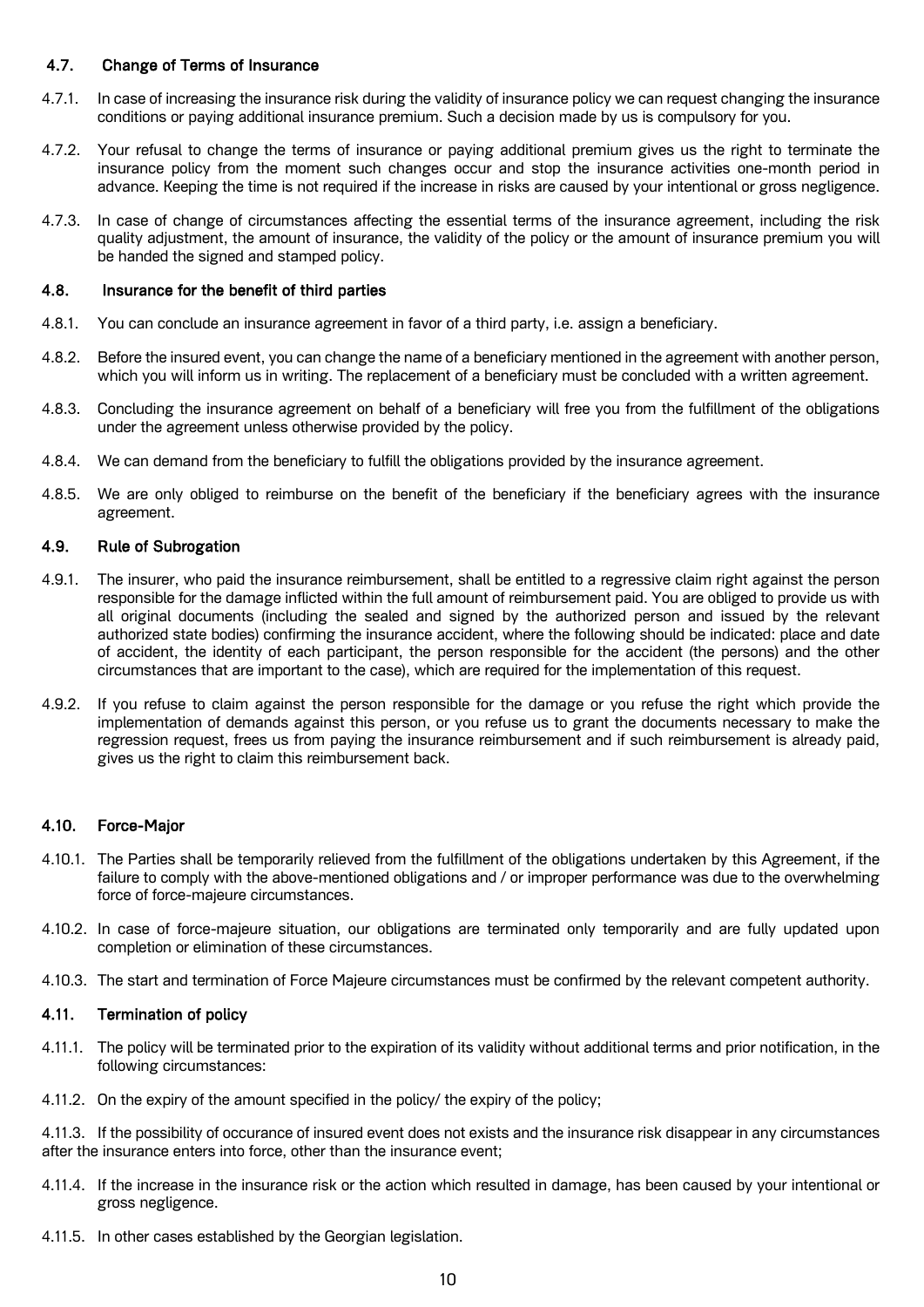### 4.7. Change of Terms of Insurance

4.7.1. In case of increasing the insurance risk during the validity of insurance policy we can request changing the insurance conditions or paying additional insurance premium. Such a decision made by us is compulsory for you.

4.7.2. Your refusal to change the terms of insurance or paying additional premium gives us the right to terminate the insurance policy from the moment such changes occur and stop the insurance activities one-month period in advance. Keeping the time is not required if the increase in risks are caused by your intentional or gross negligence.

4.7.3. In case of change of circumstances affecting the essential terms of the insurance agreement, including the risk quality adjustment, the amount of insurance, the validity of the policy or the amount of insurance premium you will be handed the signed and stamped policy.

### 4.8. Insurance for the benefit of third parties

4.8.1. You can conclude an insurance agreement in favor of a third party, i.e. assign a beneficiary.

4.8.2. Before the insured event, you can change the name of a beneficiary mentioned in the agreement with another person, which you will inform us in writing. The replacement of a beneficiary must be concluded with a written agreement.

4.8.3. Concluding the insurance agreement on behalf of a beneficiary will free you from the fulfillment of the obligations under the agreement unless otherwise provided by the policy.

4.8.4. We can demand from the beneficiary to fulfill the obligations provided by the insurance agreement.

4.8.5. We are only obliged to reimburse on the benefit of the beneficiary if the beneficiary agrees with the insurance agreement.

### 4.9. Rule of Subrogation

4.9.1. The insurer, who paid the insurance reimbursement, shall be entitled to a regressive claim right against the person responsible for the damage inflicted within the full amount of reimbursement paid. You are obliged to provide us with all original documents (including the sealed and signed by the authorized person and issued by the relevant authorized state bodies) confirming the insurance accident, where the following should be indicated: place and date of accident, the identity of each participant, the person responsible for the accident (the persons) and the other circumstances that are important to the case), which are required for the implementation of this request.

4.9.2. If you refuse to claim against the person responsible for the damage or you refuse the right which provide the implementation of demands against this person, or you refuse us to grant the documents necessary to make the regression request, frees us from paying the insurance reimbursement and if such reimbursement is already paid, gives us the right to claim this reimbursement back.

### 4.10. Force-Major

4.10.1. The Parties shall be temporarily relieved from the fulfillment of the obligations undertaken by this Agreement, if the failure to comply with the above-mentioned obligations and / or improper performance was due to the overwhelming force of force-majeure circumstances.

4.10.2. In case of force-majeure situation, our obligations are terminated only temporarily and are fully updated upon completion or elimination of these circumstances.

4.10.3. The start and termination of Force Majeure circumstances must be confirmed by the relevant competent authority.

### 4.11. Termination of policy

4.11.1. The policy will be terminated prior to the expiration of its validity without additional terms and prior notification, in the following circumstances:

4.11.2. On the expiry of the amount specified in the policy/ the expiry of the policy;

4.11.3. If the possibility of occurance of insured event does not exists and the insurance risk disappear in any circumstances after the insurance enters into force, other than the insurance event;

4.11.4. If the increase in the insurance risk or the action which resulted in damage, has been caused by your intentional or gross negligence.

4.11.5. In other cases established by the Georgian legislation.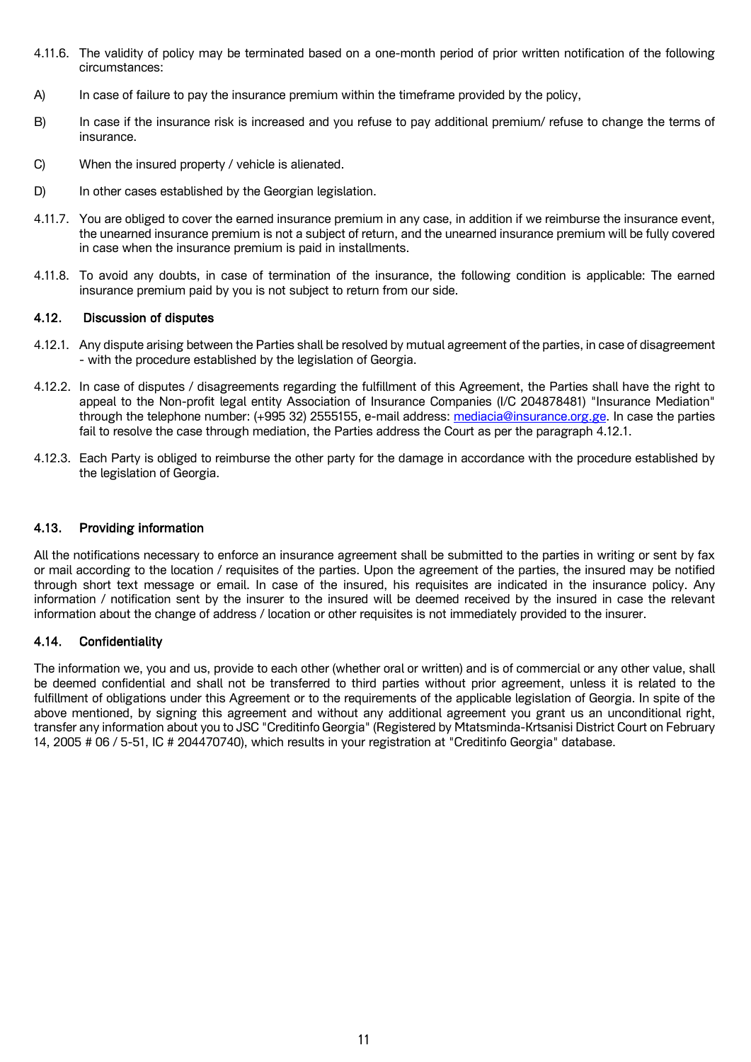4.11.6. The validity of policy may be terminated based on a one-month period of prior written notification of the following circumstances:

A) In case of failure to pay the insurance premium within the timeframe provided by the policy,

B) In case if the insurance risk is increased and you refuse to pay additional premium/ refuse to change the terms of insurance.

C) When the insured property / vehicle is alienated.

D) In other cases established by the Georgian legislation.

4.11.7. You are obliged to cover the earned insurance premium in any case, in addition if we reimburse the insurance event, the unearned insurance premium is not a subject of return, and the unearned insurance premium will be fully covered in case when the insurance premium is paid in installments.

4.11.8. To avoid any doubts, in case of termination of the insurance, the following condition is applicable: The earned insurance premium paid by you is not subject to return from our side.

### 4.12. Discussion of disputes

4.12.1. Any dispute arising between the Parties shall be resolved by mutual agreement of the parties, in case of disagreement - with the procedure established by the legislation of Georgia.

4.12.2. In case of disputes / disagreements regarding the fulfillment of this Agreement, the Parties shall have the right to appeal to the Non-profit legal entity Association of Insurance Companies (I/C 204878481) "Insurance Mediation" through the telephone number: (+995 32) 2555155, e-mail address: mediacia@insurance.org.ge. In case the parties fail to resolve the case through mediation, the Parties address the Court as per the paragraph 4.12.1.

4.12.3. Each Party is obliged to reimburse the other party for the damage in accordance with the procedure established by the legislation of Georgia.

### 4.13. Providing information

All the notifications necessary to enforce an insurance agreement shall be submitted to the parties in writing or sent by fax or mail according to the location / requisites of the parties. Upon the agreement of the parties, the insured may be notified through short text message or email. In case of the insured, his requisites are indicated in the insurance policy. Any information / notification sent by the insurer to the insured will be deemed received by the insured in case the relevant information about the change of address / location or other requisites is not immediately provided to the insurer.

### 4.14. Confidentiality

The information we, you and us, provide to each other (whether oral or written) and is of commercial or any other value, shall be deemed confidential and shall not be transferred to third parties without prior agreement, unless it is related to the fulfillment of obligations under this Agreement or to the requirements of the applicable legislation of Georgia. In spite of the above mentioned, by signing this agreement and without any additional agreement you grant us an unconditional right, transfer any information about you to JSC "Creditinfo Georgia" (Registered by Mtatsminda-Krtsanisi District Court on February 14, 2005 # 06 / 5-51, IC # 204470740), which results in your registration at "Creditinfo Georgia" database.